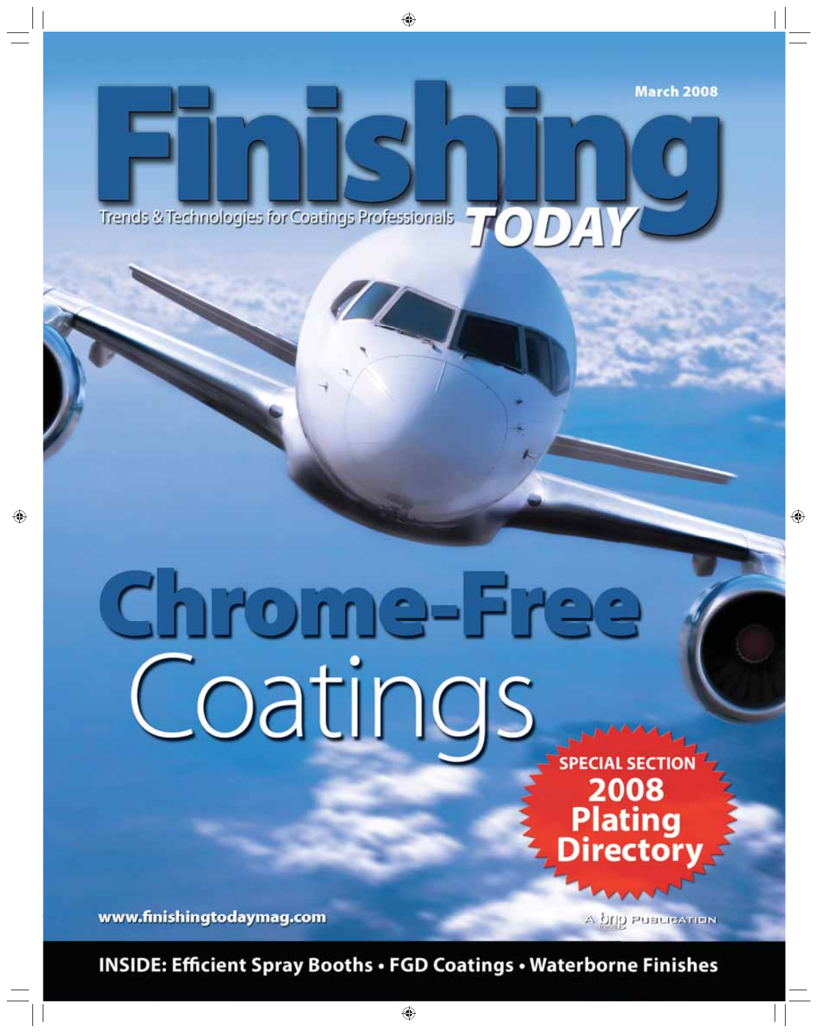March 2008

# Finishing TODAY

Trends & Technologies for Coatings Professionals

# Chrome-Free Coatings

**SPECIAL SECTION**
**2008 Plating Directory**

www.finishingtodaymag.com

A bnp PUBLICATION

**INSIDE: Efficient Spray Booths • FGD Coatings • Waterborne Finishes**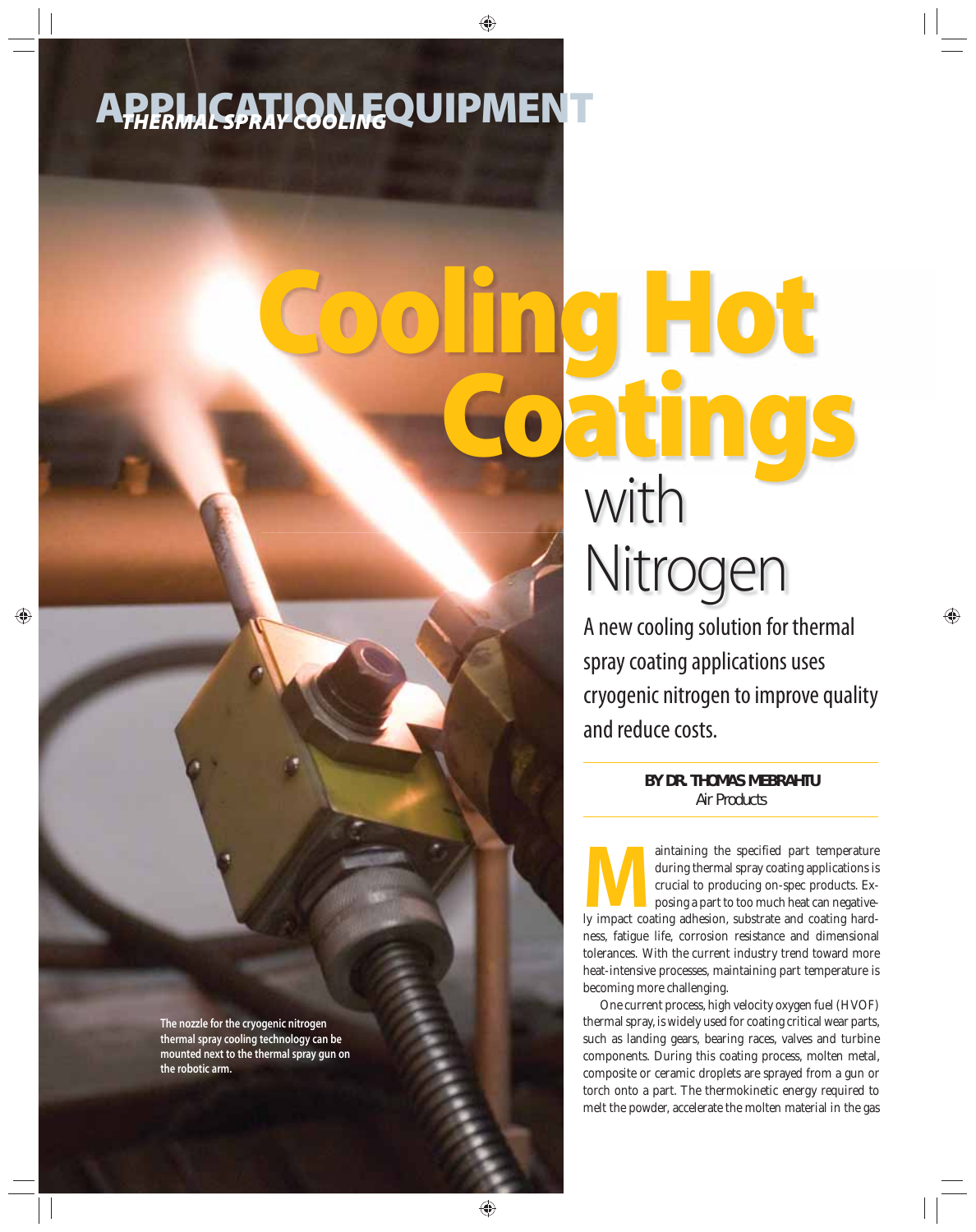APPLICATION EQUIPMENT

*THERMAL SPRAY COOLING*

# Cooling Hot Coatings with Nitrogen

A new cooling solution for thermal spray coating applications uses cryogenic nitrogen to improve quality and reduce costs.

**BY DR. THOMAS MEBRAHTU**
Air Products

The nozzle for the cryogenic nitrogen thermal spray cooling technology can be mounted next to the thermal spray gun on the robotic arm.

Maintaining the specified part temperature during thermal spray coating applications is crucial to producing on-spec products. Exposing a part to too much heat can negatively impact coating adhesion, substrate and coating hardness, fatigue life, corrosion resistance and dimensional tolerances. With the current industry trend toward more heat-intensive processes, maintaining part temperature is becoming more challenging.

One current process, high velocity oxygen fuel (HVOF) thermal spray, is widely used for coating critical wear parts, such as landing gears, bearing races, valves and turbine components. During this coating process, molten metal, composite or ceramic droplets are sprayed from a gun or torch onto a part. The thermokinetic energy required to melt the powder, accelerate the molten material in the gas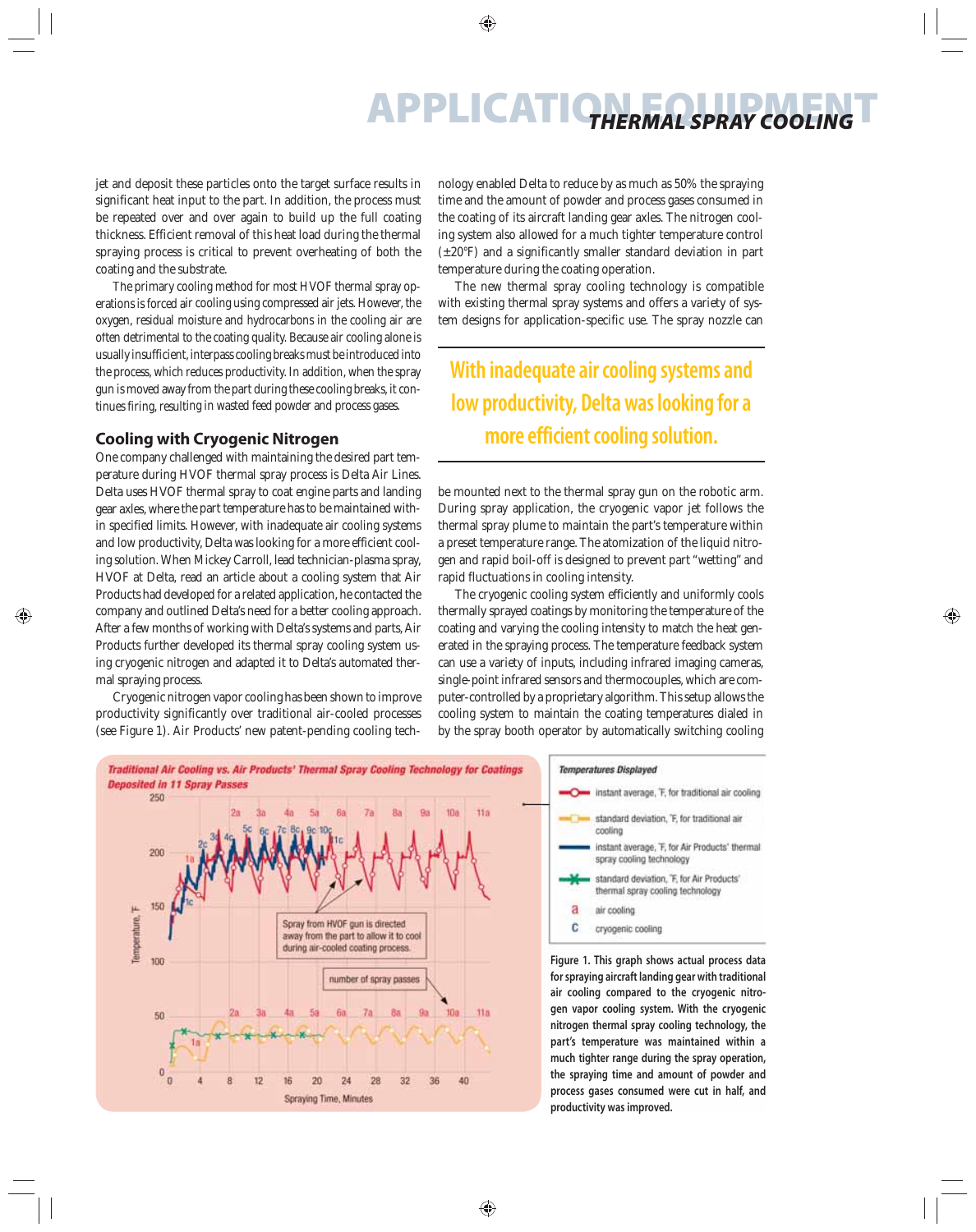jet and deposit these particles onto the target surface results in significant heat input to the part. In addition, the process must be repeated over and over again to build up the full coating thickness. Efficient removal of this heat load during the thermal spraying process is critical to prevent overheating of both the coating and the substrate.

The primary cooling method for most HVOF thermal spray operations is forced air cooling using compressed air jets. However, the oxygen, residual moisture and hydrocarbons in the cooling air are often detrimental to the coating quality. Because air cooling alone is usually insufficient, interpass cooling breaks must be introduced into the process, which reduces productivity. In addition, when the spray gun is moved away from the part during these cooling breaks, it continues firing, resulting in wasted feed powder and process gases.

## Cooling with Cryogenic Nitrogen

One company challenged with maintaining the desired part temperature during HVOF thermal spray process is Delta Air Lines. Delta uses HVOF thermal spray to coat engine parts and landing gear axles, where the part temperature has to be maintained within specified limits. However, with inadequate air cooling systems and low productivity, Delta was looking for a more efficient cooling solution. When Mickey Carroll, lead technician-plasma spray, HVOF at Delta, read an article about a cooling system that Air Products had developed for a related application, he contacted the company and outlined Delta's need for a better cooling approach. After a few months of working with Delta's systems and parts, Air Products further developed its thermal spray cooling system using cryogenic nitrogen and adapted it to Delta's automated thermal spraying process.

Cryogenic nitrogen vapor cooling has been shown to improve productivity significantly over traditional air-cooled processes (see Figure 1). Air Products' new patent-pending cooling technology enabled Delta to reduce by as much as 50% the spraying time and the amount of powder and process gases consumed in the coating of its aircraft landing gear axles. The nitrogen cooling system also allowed for a much tighter temperature control (±20°F) and a significantly smaller standard deviation in part temperature during the coating operation.

The new thermal spray cooling technology is compatible with existing thermal spray systems and offers a variety of system designs for application-specific use. The spray nozzle can be mounted next to the thermal spray gun on the robotic arm. During spray application, the cryogenic vapor jet follows the thermal spray plume to maintain the part's temperature within a preset temperature range. The atomization of the liquid nitrogen and rapid boil-off is designed to prevent part "wetting" and rapid fluctuations in cooling intensity.

> **With inadequate air cooling systems and low productivity, Delta was looking for a more efficient cooling solution.**

The cryogenic cooling system efficiently and uniformly cools thermally sprayed coatings by monitoring the temperature of the coating and varying the cooling intensity to match the heat generated in the spraying process. The temperature feedback system can use a variety of inputs, including infrared imaging cameras, single-point infrared sensors and thermocouples, which are computer-controlled by a proprietary algorithm. This setup allows the cooling system to maintain the coating temperatures dialed in by the spray booth operator by automatically switching cooling

Figure 1. This graph shows actual process data for spraying aircraft landing gear with traditional air cooling compared to the cryogenic nitrogen vapor cooling system. With the cryogenic nitrogen thermal spray cooling technology, the part's temperature was maintained within a much tighter range during the spray operation, the spraying time and amount of powder and process gases consumed were cut in half, and productivity was improved.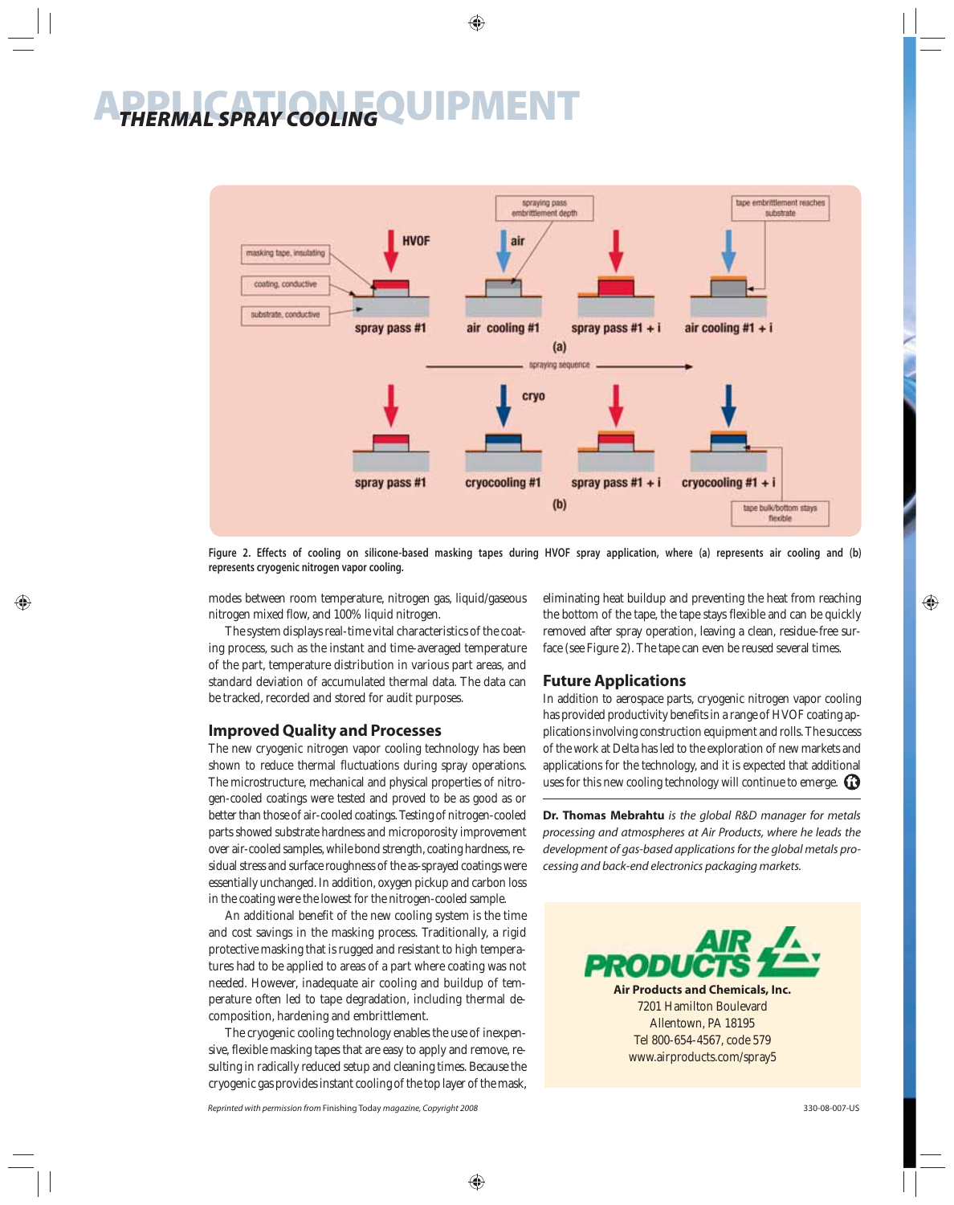Figure 2. Effects of cooling on silicone-based masking tapes during HVOF spray application, where (a) represents air cooling and (b) represents cryogenic nitrogen vapor cooling.

modes between room temperature, nitrogen gas, liquid/gaseous nitrogen mixed flow, and 100% liquid nitrogen.

The system displays real-time vital characteristics of the coating process, such as the instant and time-averaged temperature of the part, temperature distribution in various part areas, and standard deviation of accumulated thermal data. The data can be tracked, recorded and stored for audit purposes.

## Improved Quality and Processes

The new cryogenic nitrogen vapor cooling technology has been shown to reduce thermal fluctuations during spray operations. The microstructure, mechanical and physical properties of nitrogen-cooled coatings were tested and proved to be as good as or better than those of air-cooled coatings. Testing of nitrogen-cooled parts showed substrate hardness and microporosity improvement over air-cooled samples, while bond strength, coating hardness, residual stress and surface roughness of the as-sprayed coatings were essentially unchanged. In addition, oxygen pickup and carbon loss in the coating were the lowest for the nitrogen-cooled sample.

An additional benefit of the new cooling system is the time and cost savings in the masking process. Traditionally, a rigid protective masking that is rugged and resistant to high temperatures had to be applied to areas of a part where coating was not needed. However, inadequate air cooling and buildup of temperature often led to tape degradation, including thermal decomposition, hardening and embrittlement.

The cryogenic cooling technology enables the use of inexpensive, flexible masking tapes that are easy to apply and remove, resulting in radically reduced setup and cleaning times. Because the cryogenic gas provides instant cooling of the top layer of the mask, eliminating heat buildup and preventing the heat from reaching the bottom of the tape, the tape stays flexible and can be quickly removed after spray operation, leaving a clean, residue-free surface (see Figure 2). The tape can even be reused several times.

## Future Applications

In addition to aerospace parts, cryogenic nitrogen vapor cooling has provided productivity benefits in a range of HVOF coating applications involving construction equipment and rolls. The success of the work at Delta has led to the exploration of new markets and applications for the technology, and it is expected that additional uses for this new cooling technology will continue to emerge.

**Dr. Thomas Mebrahtu** *is the global R&D manager for metals processing and atmospheres at Air Products, where he leads the development of gas-based applications for the global metals processing and back-end electronics packaging markets.*

**Air Products and Chemicals, Inc.**
7201 Hamilton Boulevard
Allentown, PA 18195
Tel 800-654-4567, code 579
www.airproducts.com/spray5

*Reprinted with permission from* Finishing Today *magazine, Copyright 2008*

330-08-007-US